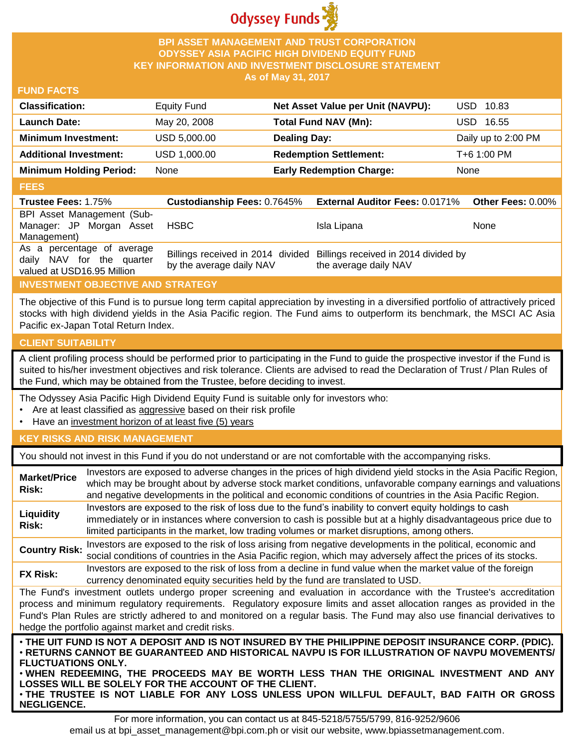Odyssey Funds

# BPI ASSET MANAGEMENT AND TRUST CORPORATION
# ODYSSEY ASIA PACIFIC HIGH DIVIDEND EQUITY FUND
# KEY INFORMATION AND INVESTMENT DISCLOSURE STATEMENT
**As of May 31, 2017**

## FUND FACTS

| | | | |
|---|---|---|---|
| **Classification:** | Equity Fund | **Net Asset Value per Unit (NAVPU):** | USD 10.83 |
| **Launch Date:** | May 20, 2008 | **Total Fund NAV (Mn):** | USD 16.55 |
| **Minimum Investment:** | USD 5,000.00 | **Dealing Day:** | Daily up to 2:00 PM |
| **Additional Investment:** | USD 1,000.00 | **Redemption Settlement:** | T+6 1:00 PM |
| **Minimum Holding Period:** | None | **Early Redemption Charge:** | None |

## FEES

| **Trustee Fees:** 1.75% | **Custodianship Fees:** 0.7645% | **External Auditor Fees:** 0.0171% | **Other Fees:** 0.00% |
|---|---|---|---|
| BPI Asset Management (Sub-Manager: JP Morgan Asset Management) | HSBC | Isla Lipana | None |
| As a percentage of average daily NAV for the quarter valued at USD16.95 Million | Billings received in 2014 divided by the average daily NAV | Billings received in 2014 divided by the average daily NAV | |

## INVESTMENT OBJECTIVE AND STRATEGY

The objective of this Fund is to pursue long term capital appreciation by investing in a diversified portfolio of attractively priced stocks with high dividend yields in the Asia Pacific region. The Fund aims to outperform its benchmark, the MSCI AC Asia Pacific ex-Japan Total Return Index.

## CLIENT SUITABILITY

A client profiling process should be performed prior to participating in the Fund to guide the prospective investor if the Fund is suited to his/her investment objectives and risk tolerance. Clients are advised to read the Declaration of Trust / Plan Rules of the Fund, which may be obtained from the Trustee, before deciding to invest.

The Odyssey Asia Pacific High Dividend Equity Fund is suitable only for investors who:

- Are at least classified as aggressive based on their risk profile
- Have an investment horizon of at least five (5) years

## KEY RISKS AND RISK MANAGEMENT

You should not invest in this Fund if you do not understand or are not comfortable with the accompanying risks.

| | |
|---|---|
| **Market/Price Risk:** | Investors are exposed to adverse changes in the prices of high dividend yield stocks in the Asia Pacific Region, which may be brought about by adverse stock market conditions, unfavorable company earnings and valuations and negative developments in the political and economic conditions of countries in the Asia Pacific Region. |
| **Liquidity Risk:** | Investors are exposed to the risk of loss due to the fund's inability to convert equity holdings to cash immediately or in instances where conversion to cash is possible but at a highly disadvantageous price due to limited participants in the market, low trading volumes or market disruptions, among others. |
| **Country Risk:** | Investors are exposed to the risk of loss arising from negative developments in the political, economic and social conditions of countries in the Asia Pacific region, which may adversely affect the prices of its stocks. |
| **FX Risk:** | Investors are exposed to the risk of loss from a decline in fund value when the market value of the foreign currency denominated equity securities held by the fund are translated to USD. |

The Fund's investment outlets undergo proper screening and evaluation in accordance with the Trustee's accreditation process and minimum regulatory requirements. Regulatory exposure limits and asset allocation ranges as provided in the Fund's Plan Rules are strictly adhered to and monitored on a regular basis. The Fund may also use financial derivatives to hedge the portfolio against market and credit risks.

**• THE UIT FUND IS NOT A DEPOSIT AND IS NOT INSURED BY THE PHILIPPINE DEPOSIT INSURANCE CORP. (PDIC).**
**• RETURNS CANNOT BE GUARANTEED AND HISTORICAL NAVPU IS FOR ILLUSTRATION OF NAVPU MOVEMENTS/ FLUCTUATIONS ONLY.**
**• WHEN REDEEMING, THE PROCEEDS MAY BE WORTH LESS THAN THE ORIGINAL INVESTMENT AND ANY LOSSES WILL BE SOLELY FOR THE ACCOUNT OF THE CLIENT.**
**• THE TRUSTEE IS NOT LIABLE FOR ANY LOSS UNLESS UPON WILLFUL DEFAULT, BAD FAITH OR GROSS NEGLIGENCE.**

For more information, you can contact us at 845-5218/5755/5799, 816-9252/9606
email us at bpi_asset_management@bpi.com.ph or visit our website, www.bpiassetmanagement.com.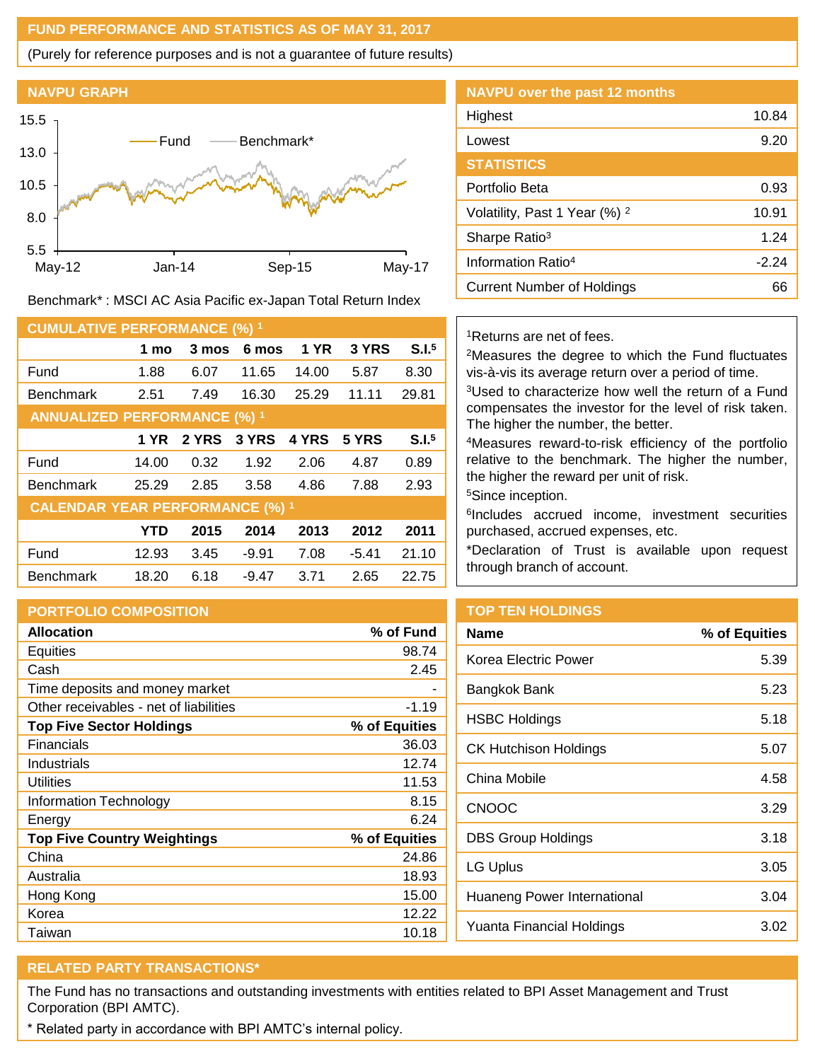## FUND PERFORMANCE AND STATISTICS AS OF MAY 31, 2017

(Purely for reference purposes and is not a guarantee of future results)

### NAVPU GRAPH

15.5
13.0
10.5
8.0
5.5

May-12 Jan-14 Sep-15 May-17

Fund Benchmark*

Benchmark* : MSCI AC Asia Pacific ex-Japan Total Return Index

### NAVPU over the past 12 months

| | |
|---|---|
| Highest | 10.84 |
| Lowest | 9.20 |

### STATISTICS

| | |
|---|---|
| Portfolio Beta | 0.93 |
| Volatility, Past 1 Year (%) [2] | 10.91 |
| Sharpe Ratio[3] | 1.24 |
| Information Ratio[4] | -2.24 |
| Current Number of Holdings | 66 |

### CUMULATIVE PERFORMANCE (%) [1]

| | 1 mo | 3 mos | 6 mos | 1 YR | 3 YRS | S.I.[5] |
|---|---|---|---|---|---|---|
| Fund | 1.88 | 6.07 | 11.65 | 14.00 | 5.87 | 8.30 |
| Benchmark | 2.51 | 7.49 | 16.30 | 25.29 | 11.11 | 29.81 |

### ANNUALIZED PERFORMANCE (%) [1]

| | 1 YR | 2 YRS | 3 YRS | 4 YRS | 5 YRS | S.I.[5] |
|---|---|---|---|---|---|---|
| Fund | 14.00 | 0.32 | 1.92 | 2.06 | 4.87 | 0.89 |
| Benchmark | 25.29 | 2.85 | 3.58 | 4.86 | 7.88 | 2.93 |

### CALENDAR YEAR PERFORMANCE (%) [1]

| | YTD | 2015 | 2014 | 2013 | 2012 | 2011 |
|---|---|---|---|---|---|---|
| Fund | 12.93 | 3.45 | -9.91 | 7.08 | -5.41 | 21.10 |
| Benchmark | 18.20 | 6.18 | -9.47 | 3.71 | 2.65 | 22.75 |

[1]Returns are net of fees.

[2]Measures the degree to which the Fund fluctuates vis-à-vis its average return over a period of time.

[3]Used to characterize how well the return of a Fund compensates the investor for the level of risk taken. The higher the number, the better.

[4]Measures reward-to-risk efficiency of the portfolio relative to the benchmark. The higher the number, the higher the reward per unit of risk.

[5]Since inception.

[6]Includes accrued income, investment securities purchased, accrued expenses, etc.

*Declaration of Trust is available upon request through branch of account.

### PORTFOLIO COMPOSITION

| **Allocation** | **% of Fund** |
|---|---|
| Equities | 98.74 |
| Cash | 2.45 |
| Time deposits and money market | - |
| Other receivables - net of liabilities | -1.19 |
| **Top Five Sector Holdings** | **% of Equities** |
| Financials | 36.03 |
| Industrials | 12.74 |
| Utilities | 11.53 |
| Information Technology | 8.15 |
| Energy | 6.24 |
| **Top Five Country Weightings** | **% of Equities** |
| China | 24.86 |
| Australia | 18.93 |
| Hong Kong | 15.00 |
| Korea | 12.22 |
| Taiwan | 10.18 |

### TOP TEN HOLDINGS

| Name | % of Equities |
|---|---|
| Korea Electric Power | 5.39 |
| Bangkok Bank | 5.23 |
| HSBC Holdings | 5.18 |
| CK Hutchison Holdings | 5.07 |
| China Mobile | 4.58 |
| CNOOC | 3.29 |
| DBS Group Holdings | 3.18 |
| LG Uplus | 3.05 |
| Huaneng Power International | 3.04 |
| Yuanta Financial Holdings | 3.02 |

### RELATED PARTY TRANSACTIONS*

The Fund has no transactions and outstanding investments with entities related to BPI Asset Management and Trust Corporation (BPI AMTC).

* Related party in accordance with BPI AMTC's internal policy.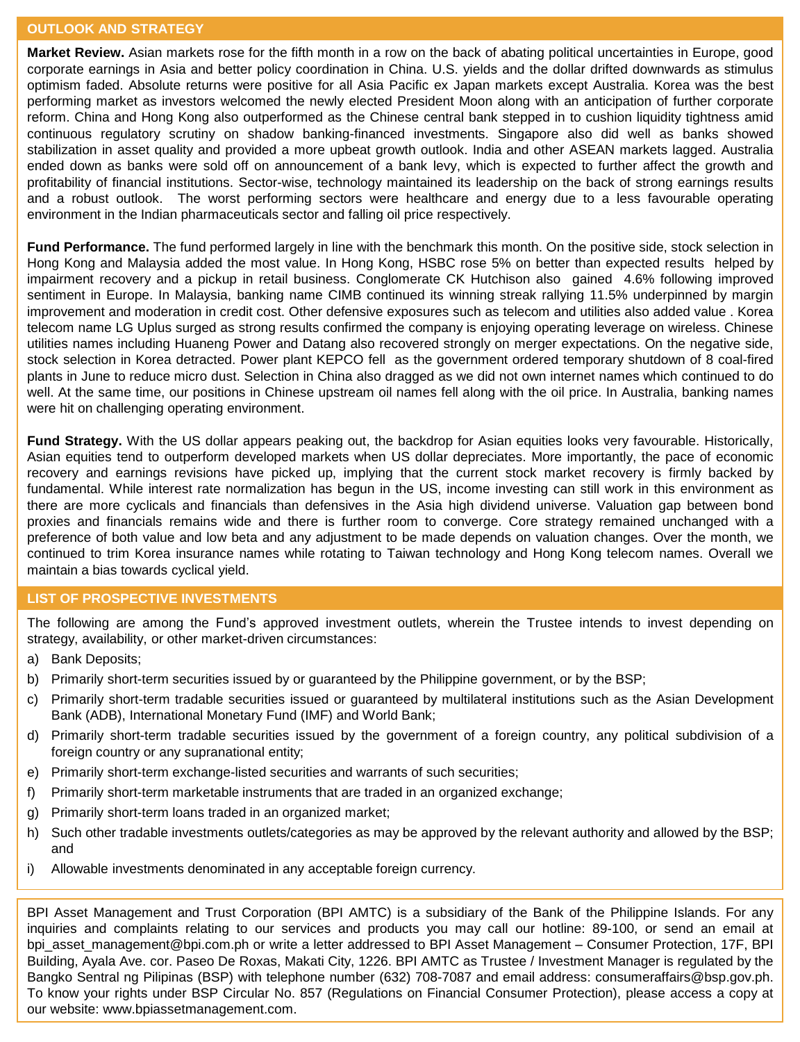## OUTLOOK AND STRATEGY

**Market Review.** Asian markets rose for the fifth month in a row on the back of abating political uncertainties in Europe, good corporate earnings in Asia and better policy coordination in China. U.S. yields and the dollar drifted downwards as stimulus optimism faded. Absolute returns were positive for all Asia Pacific ex Japan markets except Australia. Korea was the best performing market as investors welcomed the newly elected President Moon along with an anticipation of further corporate reform. China and Hong Kong also outperformed as the Chinese central bank stepped in to cushion liquidity tightness amid continuous regulatory scrutiny on shadow banking-financed investments. Singapore also did well as banks showed stabilization in asset quality and provided a more upbeat growth outlook. India and other ASEAN markets lagged. Australia ended down as banks were sold off on announcement of a bank levy, which is expected to further affect the growth and profitability of financial institutions. Sector-wise, technology maintained its leadership on the back of strong earnings results and a robust outlook. The worst performing sectors were healthcare and energy due to a less favourable operating environment in the Indian pharmaceuticals sector and falling oil price respectively.

**Fund Performance.** The fund performed largely in line with the benchmark this month. On the positive side, stock selection in Hong Kong and Malaysia added the most value. In Hong Kong, HSBC rose 5% on better than expected results helped by impairment recovery and a pickup in retail business. Conglomerate CK Hutchison also gained 4.6% following improved sentiment in Europe. In Malaysia, banking name CIMB continued its winning streak rallying 11.5% underpinned by margin improvement and moderation in credit cost. Other defensive exposures such as telecom and utilities also added value . Korea telecom name LG Uplus surged as strong results confirmed the company is enjoying operating leverage on wireless. Chinese utilities names including Huaneng Power and Datang also recovered strongly on merger expectations. On the negative side, stock selection in Korea detracted. Power plant KEPCO fell as the government ordered temporary shutdown of 8 coal-fired plants in June to reduce micro dust. Selection in China also dragged as we did not own internet names which continued to do well. At the same time, our positions in Chinese upstream oil names fell along with the oil price. In Australia, banking names were hit on challenging operating environment.

**Fund Strategy.** With the US dollar appears peaking out, the backdrop for Asian equities looks very favourable. Historically, Asian equities tend to outperform developed markets when US dollar depreciates. More importantly, the pace of economic recovery and earnings revisions have picked up, implying that the current stock market recovery is firmly backed by fundamental. While interest rate normalization has begun in the US, income investing can still work in this environment as there are more cyclicals and financials than defensives in the Asia high dividend universe. Valuation gap between bond proxies and financials remains wide and there is further room to converge. Core strategy remained unchanged with a preference of both value and low beta and any adjustment to be made depends on valuation changes. Over the month, we continued to trim Korea insurance names while rotating to Taiwan technology and Hong Kong telecom names. Overall we maintain a bias towards cyclical yield.

## LIST OF PROSPECTIVE INVESTMENTS

The following are among the Fund's approved investment outlets, wherein the Trustee intends to invest depending on strategy, availability, or other market-driven circumstances:

a) Bank Deposits;
b) Primarily short-term securities issued by or guaranteed by the Philippine government, or by the BSP;
c) Primarily short-term tradable securities issued or guaranteed by multilateral institutions such as the Asian Development Bank (ADB), International Monetary Fund (IMF) and World Bank;
d) Primarily short-term tradable securities issued by the government of a foreign country, any political subdivision of a foreign country or any supranational entity;
e) Primarily short-term exchange-listed securities and warrants of such securities;
f) Primarily short-term marketable instruments that are traded in an organized exchange;
g) Primarily short-term loans traded in an organized market;
h) Such other tradable investments outlets/categories as may be approved by the relevant authority and allowed by the BSP; and
i) Allowable investments denominated in any acceptable foreign currency.

BPI Asset Management and Trust Corporation (BPI AMTC) is a subsidiary of the Bank of the Philippine Islands. For any inquiries and complaints relating to our services and products you may call our hotline: 89-100, or send an email at bpi_asset_management@bpi.com.ph or write a letter addressed to BPI Asset Management – Consumer Protection, 17F, BPI Building, Ayala Ave. cor. Paseo De Roxas, Makati City, 1226. BPI AMTC as Trustee / Investment Manager is regulated by the Bangko Sentral ng Pilipinas (BSP) with telephone number (632) 708-7087 and email address: consumeraffairs@bsp.gov.ph. To know your rights under BSP Circular No. 857 (Regulations on Financial Consumer Protection), please access a copy at our website: www.bpiassetmanagement.com.